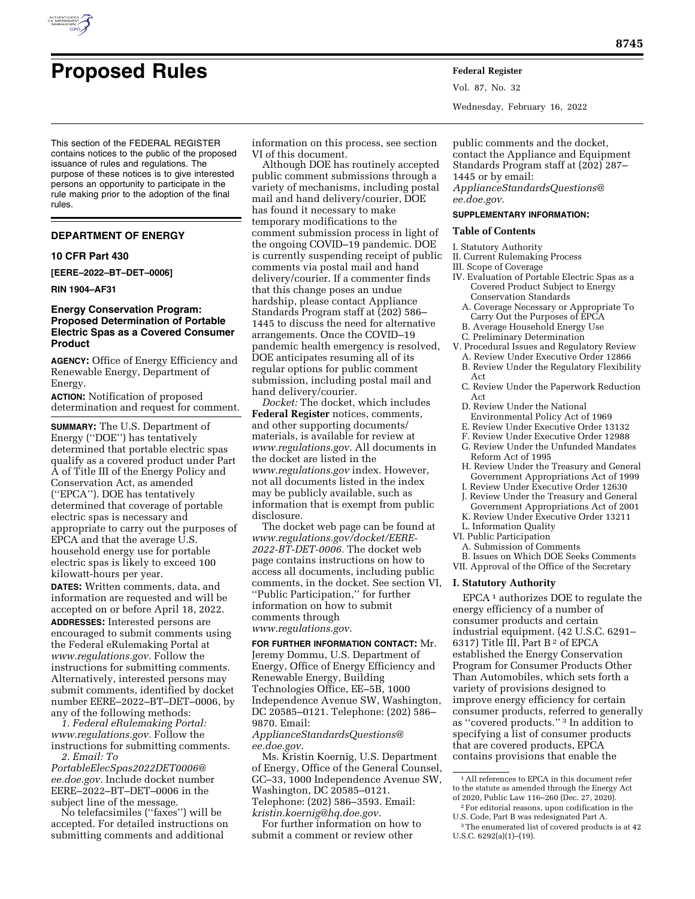# Proposed Rules

This section of the FEDERAL REGISTER contains notices to the public of the proposed issuance of rules and regulations. The purpose of these notices is to give interested persons an opportunity to participate in the rule making prior to the adoption of the final rules.

## DEPARTMENT OF ENERGY

### 10 CFR Part 430

**[EERE–2022–BT–DET–0006]**

**RIN 1904–AF31**

### Energy Conservation Program: Proposed Determination of Portable Electric Spas as a Covered Consumer Product

**AGENCY:** Office of Energy Efficiency and Renewable Energy, Department of Energy.

**ACTION:** Notification of proposed determination and request for comment.

**SUMMARY:** The U.S. Department of Energy (''DOE'') has tentatively determined that portable electric spas qualify as a covered product under Part A of Title III of the Energy Policy and Conservation Act, as amended (''EPCA''). DOE has tentatively determined that coverage of portable electric spas is necessary and appropriate to carry out the purposes of EPCA and that the average U.S. household energy use for portable electric spas is likely to exceed 100 kilowatt-hours per year.

**DATES:** Written comments, data, and information are requested and will be accepted on or before April 18, 2022.

**ADDRESSES:** Interested persons are encouraged to submit comments using the Federal eRulemaking Portal at *www.regulations.gov.* Follow the instructions for submitting comments. Alternatively, interested persons may submit comments, identified by docket number EERE–2022–BT–DET–0006, by any of the following methods:

*1. Federal eRulemaking Portal: www.regulations.gov.* Follow the instructions for submitting comments.

*2. Email: To PortableElecSpas2022DET0006@ee.doe.gov.* Include docket number EERE–2022–BT–DET–0006 in the subject line of the message.

No telefacsimiles (''faxes'') will be accepted. For detailed instructions on submitting comments and additional information on this process, see section VI of this document.

Although DOE has routinely accepted public comment submissions through a variety of mechanisms, including postal mail and hand delivery/courier, DOE has found it necessary to make temporary modifications to the comment submission process in light of the ongoing COVID–19 pandemic. DOE is currently suspending receipt of public comments via postal mail and hand delivery/courier. If a commenter finds that this change poses an undue hardship, please contact Appliance Standards Program staff at (202) 586–1445 to discuss the need for alternative arrangements. Once the COVID–19 pandemic health emergency is resolved, DOE anticipates resuming all of its regular options for public comment submission, including postal mail and hand delivery/courier.

*Docket:* The docket, which includes **Federal Register** notices, comments, and other supporting documents/materials, is available for review at *www.regulations.gov.* All documents in the docket are listed in the *www.regulations.gov* index. However, not all documents listed in the index may be publicly available, such as information that is exempt from public disclosure.

The docket web page can be found at *www.regulations.gov/docket/EERE-2022-BT-DET-0006.* The docket web page contains instructions on how to access all documents, including public comments, in the docket. See section VI, ''Public Participation,'' for further information on how to submit comments through *www.regulations.gov.*

**FOR FURTHER INFORMATION CONTACT:** Mr. Jeremy Dommu, U.S. Department of Energy, Office of Energy Efficiency and Renewable Energy, Building Technologies Office, EE–5B, 1000 Independence Avenue SW, Washington, DC 20585–0121. Telephone: (202) 586–9870. Email: *ApplianceStandardsQuestions@ee.doe.gov.*

Ms. Kristin Koernig, U.S. Department of Energy, Office of the General Counsel, GC–33, 1000 Independence Avenue SW, Washington, DC 20585–0121. Telephone: (202) 586–3593. Email: *kristin.koernig@hq.doe.gov.*

For further information on how to submit a comment or review other public comments and the docket, contact the Appliance and Equipment Standards Program staff at (202) 287–1445 or by email: *ApplianceStandardsQuestions@ee.doe.gov.*

**SUPPLEMENTARY INFORMATION:**

**Table of Contents**

- I. Statutory Authority
- II. Current Rulemaking Process
- III. Scope of Coverage
- IV. Evaluation of Portable Electric Spas as a Covered Product Subject to Energy Conservation Standards
  - A. Coverage Necessary or Appropriate To Carry Out the Purposes of EPCA
  - B. Average Household Energy Use
  - C. Preliminary Determination
- V. Procedural Issues and Regulatory Review
  - A. Review Under Executive Order 12866
  - B. Review Under the Regulatory Flexibility Act
  - C. Review Under the Paperwork Reduction Act
  - D. Review Under the National Environmental Policy Act of 1969
  - E. Review Under Executive Order 13132
  - F. Review Under Executive Order 12988
  - G. Review Under the Unfunded Mandates Reform Act of 1995
  - H. Review Under the Treasury and General Government Appropriations Act of 1999
  - I. Review Under Executive Order 12630
  - J. Review Under the Treasury and General Government Appropriations Act of 2001
  - K. Review Under Executive Order 13211
  - L. Information Quality
- VI. Public Participation
  - A. Submission of Comments
  - B. Issues on Which DOE Seeks Comments
- VII. Approval of the Office of the Secretary

### I. Statutory Authority

EPCA[1] authorizes DOE to regulate the energy efficiency of a number of consumer products and certain industrial equipment. (42 U.S.C. 6291–6317) Title III, Part B[2] of EPCA established the Energy Conservation Program for Consumer Products Other Than Automobiles, which sets forth a variety of provisions designed to improve energy efficiency for certain consumer products, referred to generally as ''covered products.''[3] In addition to specifying a list of consumer products that are covered products, EPCA contains provisions that enable the

---

[1] All references to EPCA in this document refer to the statute as amended through the Energy Act of 2020, Public Law 116–260 (Dec. 27, 2020).

[2] For editorial reasons, upon codification in the U.S. Code, Part B was redesignated Part A.

[3] The enumerated list of covered products is at 42 U.S.C. 6292(a)(1)–(19).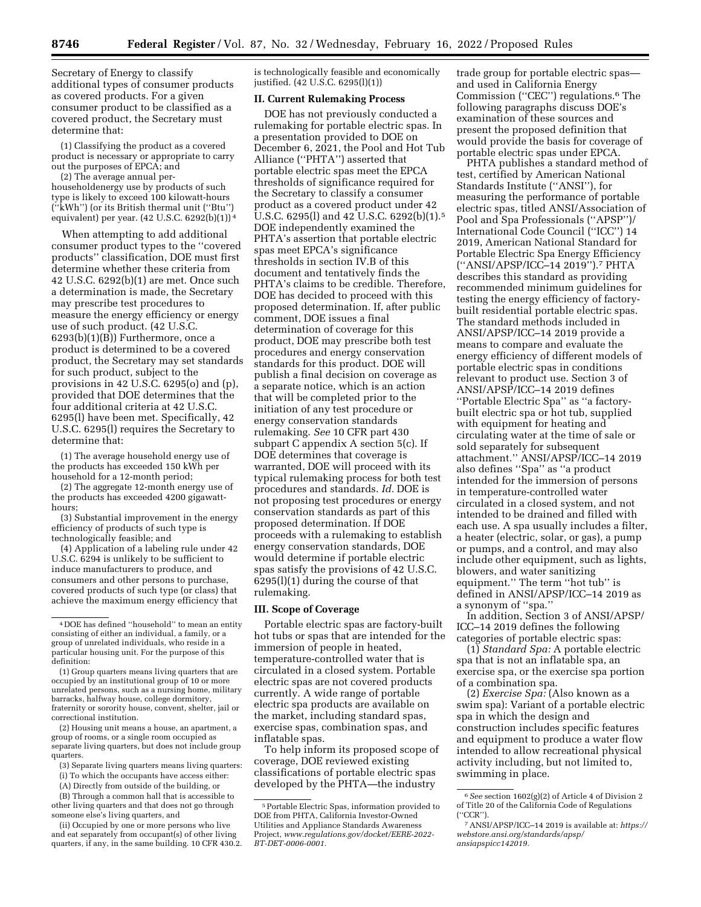Secretary of Energy to classify additional types of consumer products as covered products. For a given consumer product to be classified as a covered product, the Secretary must determine that:

(1) Classifying the product as a covered product is necessary or appropriate to carry out the purposes of EPCA; and

(2) The average annual per-householdenergy use by products of such type is likely to exceed 100 kilowatt-hours (''kWh'') (or its British thermal unit (''Btu'') equivalent) per year. (42 U.S.C. 6292(b)(1))[4]

When attempting to add additional consumer product types to the ''covered products'' classification, DOE must first determine whether these criteria from 42 U.S.C. 6292(b)(1) are met. Once such a determination is made, the Secretary may prescribe test procedures to measure the energy efficiency or energy use of such product. (42 U.S.C. 6293(b)(1)(B)) Furthermore, once a product is determined to be a covered product, the Secretary may set standards for such product, subject to the provisions in 42 U.S.C. 6295(o) and (p), provided that DOE determines that the four additional criteria at 42 U.S.C. 6295(l) have been met. Specifically, 42 U.S.C. 6295(l) requires the Secretary to determine that:

(1) The average household energy use of the products has exceeded 150 kWh per household for a 12-month period;

(2) The aggregate 12-month energy use of the products has exceeded 4200 gigawatt-hours;

(3) Substantial improvement in the energy efficiency of products of such type is technologically feasible; and

(4) Application of a labeling rule under 42 U.S.C. 6294 is unlikely to be sufficient to induce manufacturers to produce, and consumers and other persons to purchase, covered products of such type (or class) that achieve the maximum energy efficiency that is technologically feasible and economically justified. (42 U.S.C. 6295(l)(1))

## II. Current Rulemaking Process

DOE has not previously conducted a rulemaking for portable electric spas. In a presentation provided to DOE on December 6, 2021, the Pool and Hot Tub Alliance (''PHTA'') asserted that portable electric spas meet the EPCA thresholds of significance required for the Secretary to classify a consumer product as a covered product under 42 U.S.C. 6295(l) and 42 U.S.C. 6292(b)(1).[5] DOE independently examined the PHTA's assertion that portable electric spas meet EPCA's significance thresholds in section IV.B of this document and tentatively finds the PHTA's claims to be credible. Therefore, DOE has decided to proceed with this proposed determination. If, after public comment, DOE issues a final determination of coverage for this product, DOE may prescribe both test procedures and energy conservation standards for this product. DOE will publish a final decision on coverage as a separate notice, which is an action that will be completed prior to the initiation of any test procedure or energy conservation standards rulemaking. *See* 10 CFR part 430 subpart C appendix A section 5(c). If DOE determines that coverage is warranted, DOE will proceed with its typical rulemaking process for both test procedures and standards. *Id.* DOE is not proposing test procedures or energy conservation standards as part of this proposed determination. If DOE proceeds with a rulemaking to establish energy conservation standards, DOE would determine if portable electric spas satisfy the provisions of 42 U.S.C. 6295(l)(1) during the course of that rulemaking.

## III. Scope of Coverage

Portable electric spas are factory-built hot tubs or spas that are intended for the immersion of people in heated, temperature-controlled water that is circulated in a closed system. Portable electric spas are not covered products currently. A wide range of portable electric spa products are available on the market, including standard spas, exercise spas, combination spas, and inflatable spas.

To help inform its proposed scope of coverage, DOE reviewed existing classifications of portable electric spas developed by the PHTA—the industry trade group for portable electric spas—and used in California Energy Commission (''CEC'') regulations.[6] The following paragraphs discuss DOE's examination of these sources and present the proposed definition that would provide the basis for coverage of portable electric spas under EPCA.

PHTA publishes a standard method of test, certified by American National Standards Institute (''ANSI''), for measuring the performance of portable electric spas, titled ANSI/Association of Pool and Spa Professionals (''APSP'')/International Code Council (''ICC'') 14 2019, American National Standard for Portable Electric Spa Energy Efficiency (''ANSI/APSP/ICC–14 2019'').[7] PHTA describes this standard as providing recommended minimum guidelines for testing the energy efficiency of factory-built residential portable electric spas. The standard methods included in ANSI/APSP/ICC–14 2019 provide a means to compare and evaluate the energy efficiency of different models of portable electric spas in conditions relevant to product use. Section 3 of ANSI/APSP/ICC–14 2019 defines ''Portable Electric Spa'' as ''a factory-built electric spa or hot tub, supplied with equipment for heating and circulating water at the time of sale or sold separately for subsequent attachment.'' ANSI/APSP/ICC–14 2019 also defines ''Spa'' as ''a product intended for the immersion of persons in temperature-controlled water circulated in a closed system, and not intended to be drained and filled with each use. A spa usually includes a filter, a heater (electric, solar, or gas), a pump or pumps, and a control, and may also include other equipment, such as lights, blowers, and water sanitizing equipment.'' The term ''hot tub'' is defined in ANSI/APSP/ICC–14 2019 as a synonym of ''spa.''

In addition, Section 3 of ANSI/APSP/ICC–14 2019 defines the following categories of portable electric spas:

(1) *Standard Spa:* A portable electric spa that is not an inflatable spa, an exercise spa, or the exercise spa portion of a combination spa.

(2) *Exercise Spa:* (Also known as a swim spa): Variant of a portable electric spa in which the design and construction includes specific features and equipment to produce a water flow intended to allow recreational physical activity including, but not limited to, swimming in place.

---

[4] DOE has defined ''household'' to mean an entity consisting of either an individual, a family, or a group of unrelated individuals, who reside in a particular housing unit. For the purpose of this definition:

(1) Group quarters means living quarters that are occupied by an institutional group of 10 or more unrelated persons, such as a nursing home, military barracks, halfway house, college dormitory, fraternity or sorority house, convent, shelter, jail or correctional institution.

(2) Housing unit means a house, an apartment, a group of rooms, or a single room occupied as separate living quarters, but does not include group quarters.

(3) Separate living quarters means living quarters:

(i) To which the occupants have access either:

(A) Directly from outside of the building, or

(B) Through a common hall that is accessible to other living quarters and that does not go through someone else's living quarters, and

(ii) Occupied by one or more persons who live and eat separately from occupant(s) of other living quarters, if any, in the same building. 10 CFR 430.2.

[5] Portable Electric Spas, information provided to DOE from PHTA, California Investor-Owned Utilities and Appliance Standards Awareness Project, *www.regulations.gov/docket/EERE-2022-BT-DET-0006-0001.*

[6] *See* section 1602(g)(2) of Article 4 of Division 2 of Title 20 of the California Code of Regulations (''CCR'').

[7] ANSI/APSP/ICC–14 2019 is available at: *https://webstore.ansi.org/standards/apsp/ansiapspicc142019.*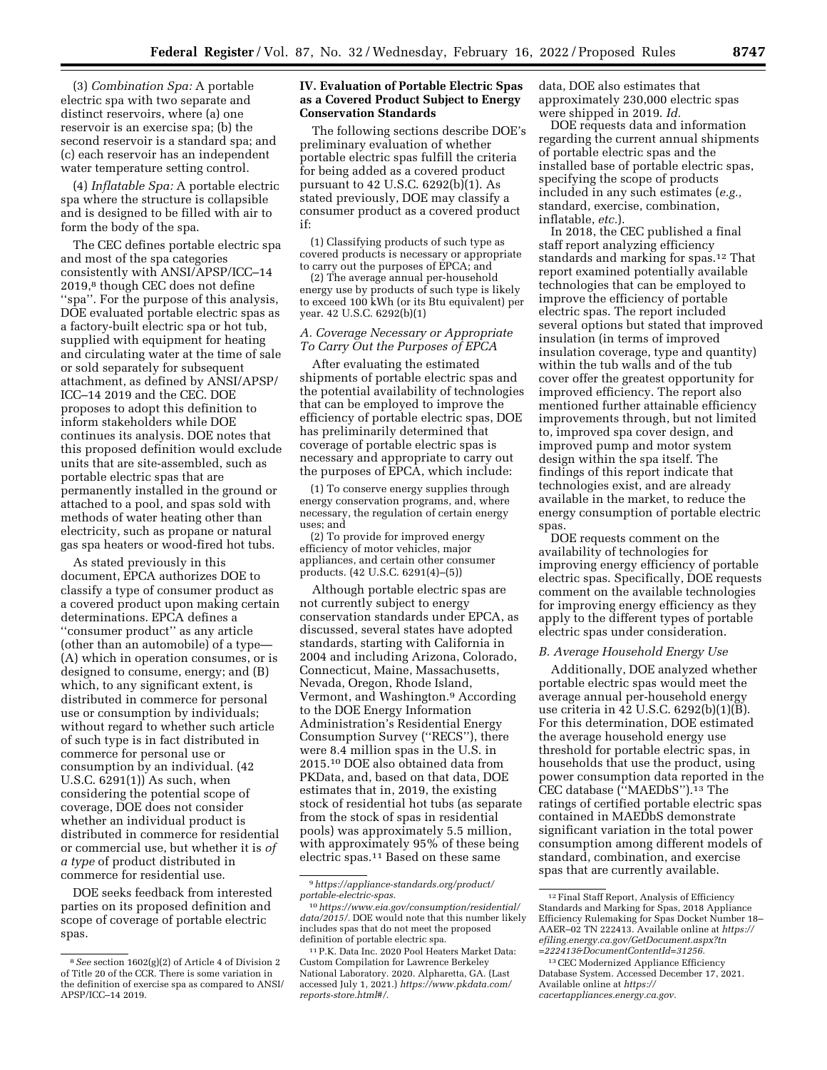(3) *Combination Spa:* A portable electric spa with two separate and distinct reservoirs, where (a) one reservoir is an exercise spa; (b) the second reservoir is a standard spa; and (c) each reservoir has an independent water temperature setting control.

(4) *Inflatable Spa:* A portable electric spa where the structure is collapsible and is designed to be filled with air to form the body of the spa.

The CEC defines portable electric spa and most of the spa categories consistently with ANSI/APSP/ICC–14 2019,[8] though CEC does not define ''spa''. For the purpose of this analysis, DOE evaluated portable electric spas as a factory-built electric spa or hot tub, supplied with equipment for heating and circulating water at the time of sale or sold separately for subsequent attachment, as defined by ANSI/APSP/ICC–14 2019 and the CEC. DOE proposes to adopt this definition to inform stakeholders while DOE continues its analysis. DOE notes that this proposed definition would exclude units that are site-assembled, such as portable electric spas that are permanently installed in the ground or attached to a pool, and spas sold with methods of water heating other than electricity, such as propane or natural gas spa heaters or wood-fired hot tubs.

As stated previously in this document, EPCA authorizes DOE to classify a type of consumer product as a covered product upon making certain determinations. EPCA defines a ''consumer product'' as any article (other than an automobile) of a type—(A) which in operation consumes, or is designed to consume, energy; and (B) which, to any significant extent, is distributed in commerce for personal use or consumption by individuals; without regard to whether such article of such type is in fact distributed in commerce for personal use or consumption by an individual. (42 U.S.C. 6291(1)) As such, when considering the potential scope of coverage, DOE does not consider whether an individual product is distributed in commerce for residential or commercial use, but whether it is *of a type* of product distributed in commerce for residential use.

DOE seeks feedback from interested parties on its proposed definition and scope of coverage of portable electric spas.

## IV. Evaluation of Portable Electric Spas as a Covered Product Subject to Energy Conservation Standards

The following sections describe DOE's preliminary evaluation of whether portable electric spas fulfill the criteria for being added as a covered product pursuant to 42 U.S.C. 6292(b)(1). As stated previously, DOE may classify a consumer product as a covered product if:

(1) Classifying products of such type as covered products is necessary or appropriate to carry out the purposes of EPCA; and

(2) The average annual per-household energy use by products of such type is likely to exceed 100 kWh (or its Btu equivalent) per year. 42 U.S.C. 6292(b)(1)

### *A. Coverage Necessary or Appropriate To Carry Out the Purposes of EPCA*

After evaluating the estimated shipments of portable electric spas and the potential availability of technologies that can be employed to improve the efficiency of portable electric spas, DOE has preliminarily determined that coverage of portable electric spas is necessary and appropriate to carry out the purposes of EPCA, which include:

(1) To conserve energy supplies through energy conservation programs, and, where necessary, the regulation of certain energy uses; and

(2) To provide for improved energy efficiency of motor vehicles, major appliances, and certain other consumer products. (42 U.S.C. 6291(4)–(5))

Although portable electric spas are not currently subject to energy conservation standards under EPCA, as discussed, several states have adopted standards, starting with California in 2004 and including Arizona, Colorado, Connecticut, Maine, Massachusetts, Nevada, Oregon, Rhode Island, Vermont, and Washington.[9] According to the DOE Energy Information Administration's Residential Energy Consumption Survey (''RECS''), there were 8.4 million spas in the U.S. in 2015.[10] DOE also obtained data from PKData, and, based on that data, DOE estimates that in, 2019, the existing stock of residential hot tubs (as separate from the stock of spas in residential pools) was approximately 5.5 million, with approximately 95% of these being electric spas.[11] Based on these same data, DOE also estimates that approximately 230,000 electric spas were shipped in 2019. *Id.*

DOE requests data and information regarding the current annual shipments of portable electric spas and the installed base of portable electric spas, specifying the scope of products included in any such estimates (*e.g.,* standard, exercise, combination, inflatable, *etc.*).

In 2018, the CEC published a final staff report analyzing efficiency standards and marking for spas.[12] That report examined potentially available technologies that can be employed to improve the efficiency of portable electric spas. The report included several options but stated that improved insulation (in terms of improved insulation coverage, type and quantity) within the tub walls and of the tub cover offer the greatest opportunity for improved efficiency. The report also mentioned further attainable efficiency improvements through, but not limited to, improved spa cover design, and improved pump and motor system design within the spa itself. The findings of this report indicate that technologies exist, and are already available in the market, to reduce the energy consumption of portable electric spas.

DOE requests comment on the availability of technologies for improving energy efficiency of portable electric spas. Specifically, DOE requests comment on the available technologies for improving energy efficiency as they apply to the different types of portable electric spas under consideration.

### *B. Average Household Energy Use*

Additionally, DOE analyzed whether portable electric spas would meet the average annual per-household energy use criteria in 42 U.S.C. 6292(b)(1)(B). For this determination, DOE estimated the average household energy use threshold for portable electric spas, in households that use the product, using power consumption data reported in the CEC database (''MAEDbS'').[13] The ratings of certified portable electric spas contained in MAEDbS demonstrate significant variation in the total power consumption among different models of standard, combination, and exercise spas that are currently available.

---

[8] *See* section 1602(g)(2) of Article 4 of Division 2 of Title 20 of the CCR. There is some variation in the definition of exercise spa as compared to ANSI/APSP/ICC–14 2019.

[9] *https://appliance-standards.org/product/portable-electric-spas.*

[10] *https://www.eia.gov/consumption/residential/data/2015/.* DOE would note that this number likely includes spas that do not meet the proposed definition of portable electric spa.

[11] P.K. Data Inc. 2020 Pool Heaters Market Data: Custom Compilation for Lawrence Berkeley National Laboratory. 2020. Alpharetta, GA. (Last accessed July 1, 2021.) *https://www.pkdata.com/reports-store.html#/.*

[12] Final Staff Report, Analysis of Efficiency Standards and Marking for Spas, 2018 Appliance Efficiency Rulemaking for Spas Docket Number 18–AAER–02 TN 222413. Available online at *https://efiling.energy.ca.gov/GetDocument.aspx?tn=222413&DocumentContentId=31256.*

[13] CEC Modernized Appliance Efficiency Database System. Accessed December 17, 2021. Available online at *https://cacertappliances.energy.ca.gov.*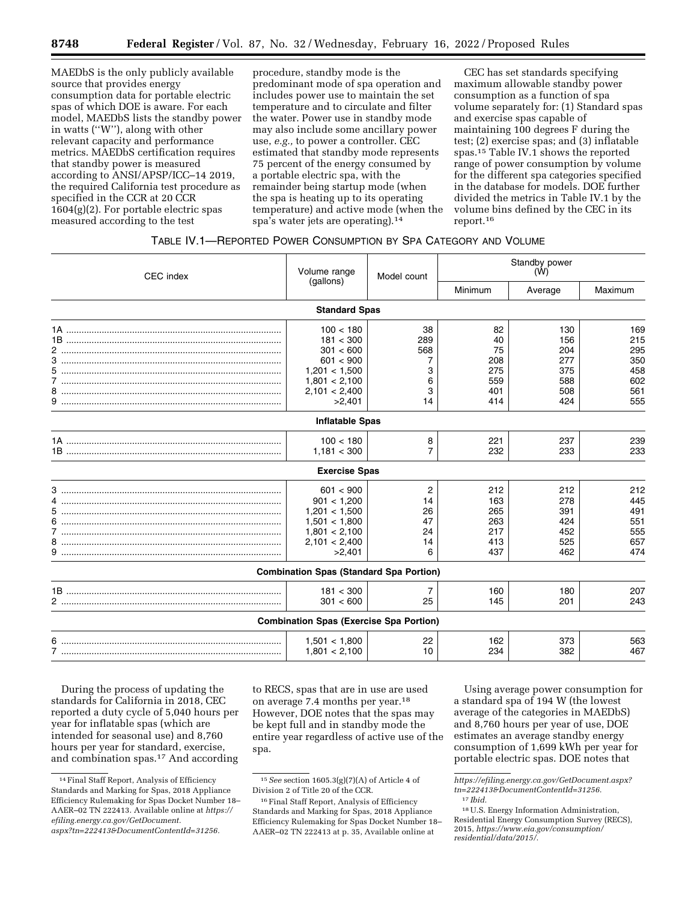MAEDbS is the only publicly available source that provides energy consumption data for portable electric spas of which DOE is aware. For each model, MAEDbS lists the standby power in watts ("W"), along with other relevant capacity and performance metrics. MAEDbS certification requires that standby power is measured according to ANSI/APSP/ICC–14 2019, the required California test procedure as specified in the CCR at 20 CCR 1604(g)(2). For portable electric spas measured according to the test procedure, standby mode is the predominant mode of spa operation and includes power use to maintain the set temperature and to circulate and filter the water. Power use in standby mode may also include some ancillary power use, *e.g.,* to power a controller. CEC estimated that standby mode represents 75 percent of the energy consumed by a portable electric spa, with the remainder being startup mode (when the spa is heating up to its operating temperature) and active mode (when the spa's water jets are operating).[14]

CEC has set standards specifying maximum allowable standby power consumption as a function of spa volume separately for: (1) Standard spas and exercise spas capable of maintaining 100 degrees F during the test; (2) exercise spas; and (3) inflatable spas.[15] Table IV.1 shows the reported range of power consumption by volume for the different spa categories specified in the database for models. DOE further divided the metrics in Table IV.1 by the volume bins defined by the CEC in its report.[16]

TABLE IV.1—REPORTED POWER CONSUMPTION BY SPA CATEGORY AND VOLUME

| CEC index | Volume range (gallons) | Model count | Standby power (W) | | |
|---|---|---|---|---|---|
| | | | Minimum | Average | Maximum |
| **Standard Spas** | | | | | |
| 1A | 100 < 180 | 38 | 82 | 130 | 169 |
| 1B | 181 < 300 | 289 | 40 | 156 | 215 |
| 2 | 301 < 600 | 568 | 75 | 204 | 295 |
| 3 | 601 < 900 | 7 | 208 | 277 | 350 |
| 5 | 1,201 < 1,500 | 3 | 275 | 375 | 458 |
| 7 | 1,801 < 2,100 | 6 | 559 | 588 | 602 |
| 8 | 2,101 < 2,400 | 3 | 401 | 508 | 561 |
| 9 | >2,401 | 14 | 414 | 424 | 555 |
| **Inflatable Spas** | | | | | |
| 1A | 100 < 180 | 8 | 221 | 237 | 239 |
| 1B | 1,181 < 300 | 7 | 232 | 233 | 233 |
| **Exercise Spas** | | | | | |
| 3 | 601 < 900 | 2 | 212 | 212 | 212 |
| 4 | 901 < 1,200 | 14 | 163 | 278 | 445 |
| 5 | 1,201 < 1,500 | 26 | 265 | 391 | 491 |
| 6 | 1,501 < 1,800 | 47 | 263 | 424 | 551 |
| 7 | 1,801 < 2,100 | 24 | 217 | 452 | 555 |
| 8 | 2,101 < 2,400 | 14 | 413 | 525 | 657 |
| 9 | >2,401 | 6 | 437 | 462 | 474 |
| **Combination Spas (Standard Spa Portion)** | | | | | |
| 1B | 181 < 300 | 7 | 160 | 180 | 207 |
| 2 | 301 < 600 | 25 | 145 | 201 | 243 |
| **Combination Spas (Exercise Spa Portion)** | | | | | |
| 6 | 1,501 < 1,800 | 22 | 162 | 373 | 563 |
| 7 | 1,801 < 2,100 | 10 | 234 | 382 | 467 |

During the process of updating the standards for California in 2018, CEC reported a duty cycle of 5,040 hours per year for inflatable spas (which are intended for seasonal use) and 8,760 hours per year for standard, exercise, and combination spas.[17] And according to RECS, spas that are in use are used on average 7.4 months per year.[18] However, DOE notes that the spas may be kept full and in standby mode the entire year regardless of active use of the spa.

Using average power consumption for a standard spa of 194 W (the lowest average of the categories in MAEDbS) and 8,760 hours per year of use, DOE estimates an average standby energy consumption of 1,699 kWh per year for portable electric spas. DOE notes that

[14] Final Staff Report, Analysis of Efficiency Standards and Marking for Spas, 2018 Appliance Efficiency Rulemaking for Spas Docket Number 18–AAER–02 TN 222413. Available online at *https://efiling.energy.ca.gov/GetDocument.aspx?tn=222413&DocumentContentId=31256.*

[15] *See* section 1605.3(g)(7)(A) of Article 4 of Division 2 of Title 20 of the CCR.

[16] Final Staff Report, Analysis of Efficiency Standards and Marking for Spas, 2018 Appliance Efficiency Rulemaking for Spas Docket Number 18–AAER–02 TN 222413 at p. 35, Available online at *https://efiling.energy.ca.gov/GetDocument.aspx?tn=222413&DocumentContentId=31256.*

[17] *Ibid.*

[18] U.S. Energy Information Administration, Residential Energy Consumption Survey (RECS), 2015, *https://www.eia.gov/consumption/residential/data/2015/.*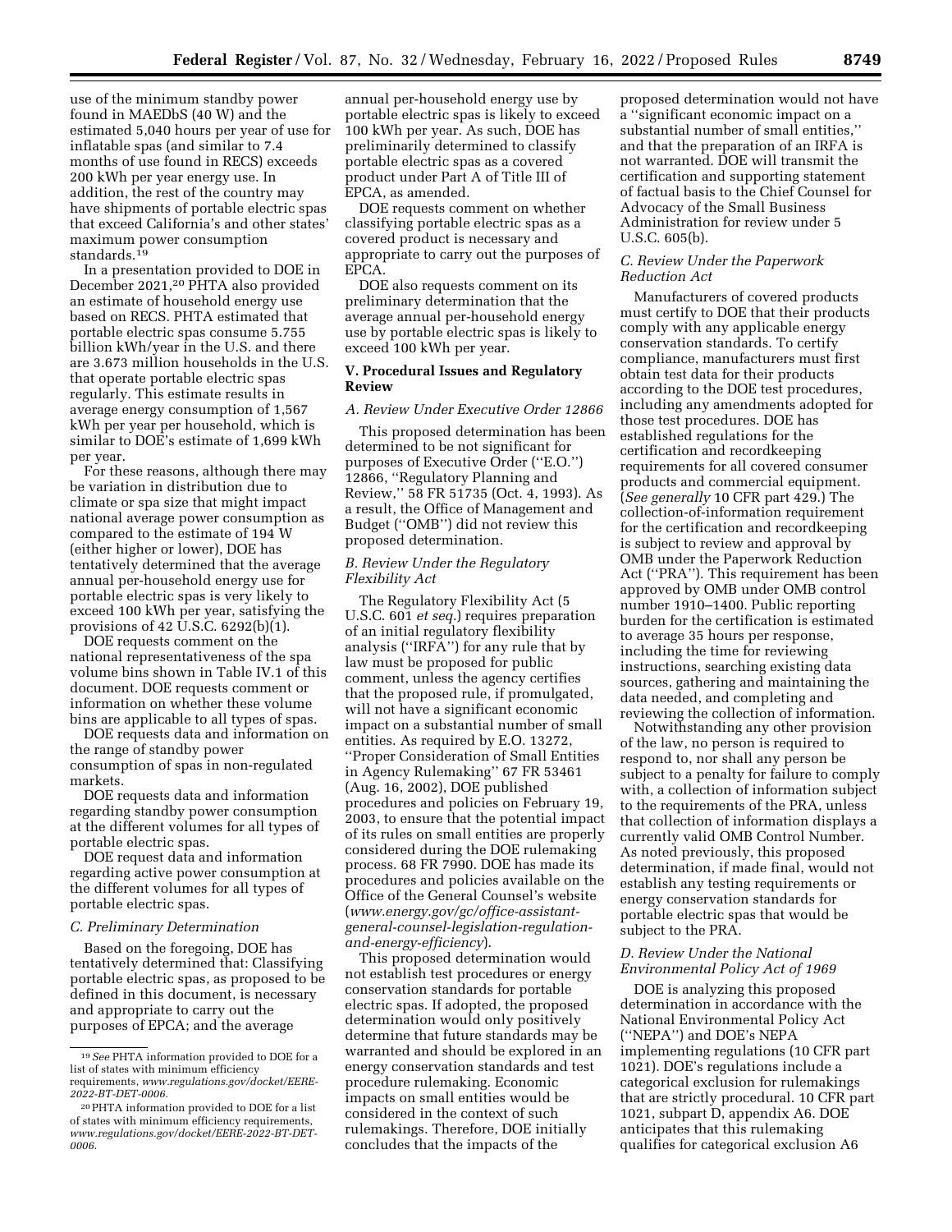use of the minimum standby power found in MAEDbS (40 W) and the estimated 5,040 hours per year of use for inflatable spas (and similar to 7.4 months of use found in RECS) exceeds 200 kWh per year energy use. In addition, the rest of the country may have shipments of portable electric spas that exceed California's and other states' maximum power consumption standards.[19]

In a presentation provided to DOE in December 2021,[20] PHTA also provided an estimate of household energy use based on RECS. PHTA estimated that portable electric spas consume 5.755 billion kWh/year in the U.S. and there are 3.673 million households in the U.S. that operate portable electric spas regularly. This estimate results in average energy consumption of 1,567 kWh per year per household, which is similar to DOE's estimate of 1,699 kWh per year.

For these reasons, although there may be variation in distribution due to climate or spa size that might impact national average power consumption as compared to the estimate of 194 W (either higher or lower), DOE has tentatively determined that the average annual per-household energy use for portable electric spas is very likely to exceed 100 kWh per year, satisfying the provisions of 42 U.S.C. 6292(b)(1).

DOE requests comment on the national representativeness of the spa volume bins shown in Table IV.1 of this document. DOE requests comment or information on whether these volume bins are applicable to all types of spas.

DOE requests data and information on the range of standby power consumption of spas in non-regulated markets.

DOE requests data and information regarding standby power consumption at the different volumes for all types of portable electric spas.

DOE request data and information regarding active power consumption at the different volumes for all types of portable electric spas.

### C. Preliminary Determination

Based on the foregoing, DOE has tentatively determined that: Classifying portable electric spas, as proposed to be defined in this document, is necessary and appropriate to carry out the purposes of EPCA; and the average annual per-household energy use by portable electric spas is likely to exceed 100 kWh per year. As such, DOE has preliminarily determined to classify portable electric spas as a covered product under Part A of Title III of EPCA, as amended.

DOE requests comment on whether classifying portable electric spas as a covered product is necessary and appropriate to carry out the purposes of EPCA.

DOE also requests comment on its preliminary determination that the average annual per-household energy use by portable electric spas is likely to exceed 100 kWh per year.

## V. Procedural Issues and Regulatory Review

### A. Review Under Executive Order 12866

This proposed determination has been determined to be not significant for purposes of Executive Order ("E.O.") 12866, "Regulatory Planning and Review," 58 FR 51735 (Oct. 4, 1993). As a result, the Office of Management and Budget ("OMB") did not review this proposed determination.

### B. Review Under the Regulatory Flexibility Act

The Regulatory Flexibility Act (5 U.S.C. 601 *et seq.*) requires preparation of an initial regulatory flexibility analysis ("IRFA") for any rule that by law must be proposed for public comment, unless the agency certifies that the proposed rule, if promulgated, will not have a significant economic impact on a substantial number of small entities. As required by E.O. 13272, "Proper Consideration of Small Entities in Agency Rulemaking" 67 FR 53461 (Aug. 16, 2002), DOE published procedures and policies on February 19, 2003, to ensure that the potential impact of its rules on small entities are properly considered during the DOE rulemaking process. 68 FR 7990. DOE has made its procedures and policies available on the Office of the General Counsel's website (*www.energy.gov/gc/office-assistant-general-counsel-legislation-regulation-and-energy-efficiency*).

This proposed determination would not establish test procedures or energy conservation standards for portable electric spas. If adopted, the proposed determination would only positively determine that future standards may be warranted and should be explored in an energy conservation standards and test procedure rulemaking. Economic impacts on small entities would be considered in the context of such rulemakings. Therefore, DOE initially concludes that the impacts of the proposed determination would not have a "significant economic impact on a substantial number of small entities," and that the preparation of an IRFA is not warranted. DOE will transmit the certification and supporting statement of factual basis to the Chief Counsel for Advocacy of the Small Business Administration for review under 5 U.S.C. 605(b).

### C. Review Under the Paperwork Reduction Act

Manufacturers of covered products must certify to DOE that their products comply with any applicable energy conservation standards. To certify compliance, manufacturers must first obtain test data for their products according to the DOE test procedures, including any amendments adopted for those test procedures. DOE has established regulations for the certification and recordkeeping requirements for all covered consumer products and commercial equipment. (*See generally* 10 CFR part 429.) The collection-of-information requirement for the certification and recordkeeping is subject to review and approval by OMB under the Paperwork Reduction Act ("PRA"). This requirement has been approved by OMB under OMB control number 1910–1400. Public reporting burden for the certification is estimated to average 35 hours per response, including the time for reviewing instructions, searching existing data sources, gathering and maintaining the data needed, and completing and reviewing the collection of information.

Notwithstanding any other provision of the law, no person is required to respond to, nor shall any person be subject to a penalty for failure to comply with, a collection of information subject to the requirements of the PRA, unless that collection of information displays a currently valid OMB Control Number. As noted previously, this proposed determination, if made final, would not establish any testing requirements or energy conservation standards for portable electric spas that would be subject to the PRA.

### D. Review Under the National Environmental Policy Act of 1969

DOE is analyzing this proposed determination in accordance with the National Environmental Policy Act ("NEPA") and DOE's NEPA implementing regulations (10 CFR part 1021). DOE's regulations include a categorical exclusion for rulemakings that are strictly procedural. 10 CFR part 1021, subpart D, appendix A6. DOE anticipates that this rulemaking qualifies for categorical exclusion A6

---

[19] *See* PHTA information provided to DOE for a list of states with minimum efficiency requirements, *www.regulations.gov/docket/EERE-2022-BT-DET-0006.*

[20] PHTA information provided to DOE for a list of states with minimum efficiency requirements, *www.regulations.gov/docket/EERE-2022-BT-DET-0006.*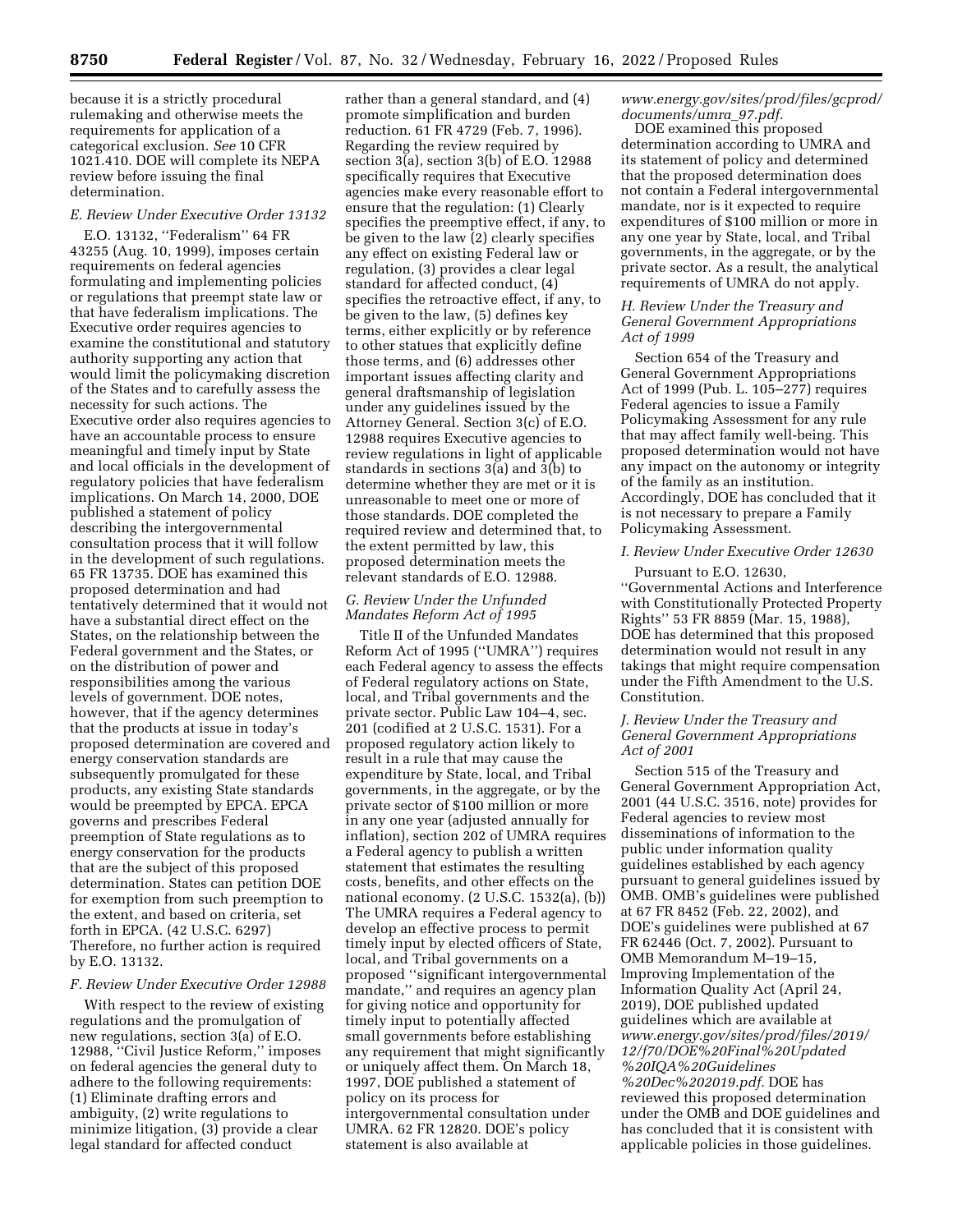because it is a strictly procedural rulemaking and otherwise meets the requirements for application of a categorical exclusion. *See* 10 CFR 1021.410. DOE will complete its NEPA review before issuing the final determination.

### *E. Review Under Executive Order 13132*

E.O. 13132, ''Federalism'' 64 FR 43255 (Aug. 10, 1999), imposes certain requirements on federal agencies formulating and implementing policies or regulations that preempt state law or that have federalism implications. The Executive order requires agencies to examine the constitutional and statutory authority supporting any action that would limit the policymaking discretion of the States and to carefully assess the necessity for such actions. The Executive order also requires agencies to have an accountable process to ensure meaningful and timely input by State and local officials in the development of regulatory policies that have federalism implications. On March 14, 2000, DOE published a statement of policy describing the intergovernmental consultation process that it will follow in the development of such regulations. 65 FR 13735. DOE has examined this proposed determination and had tentatively determined that it would not have a substantial direct effect on the States, on the relationship between the Federal government and the States, or on the distribution of power and responsibilities among the various levels of government. DOE notes, however, that if the agency determines that the products at issue in today's proposed determination are covered and energy conservation standards are subsequently promulgated for these products, any existing State standards would be preempted by EPCA. EPCA governs and prescribes Federal preemption of State regulations as to energy conservation for the products that are the subject of this proposed determination. States can petition DOE for exemption from such preemption to the extent, and based on criteria, set forth in EPCA. (42 U.S.C. 6297) Therefore, no further action is required by E.O. 13132.

### *F. Review Under Executive Order 12988*

With respect to the review of existing regulations and the promulgation of new regulations, section 3(a) of E.O. 12988, ''Civil Justice Reform,'' imposes on federal agencies the general duty to adhere to the following requirements: (1) Eliminate drafting errors and ambiguity, (2) write regulations to minimize litigation, (3) provide a clear legal standard for affected conduct rather than a general standard, and (4) promote simplification and burden reduction. 61 FR 4729 (Feb. 7, 1996). Regarding the review required by section 3(a), section 3(b) of E.O. 12988 specifically requires that Executive agencies make every reasonable effort to ensure that the regulation: (1) Clearly specifies the preemptive effect, if any, to be given to the law (2) clearly specifies any effect on existing Federal law or regulation, (3) provides a clear legal standard for affected conduct, (4) specifies the retroactive effect, if any, to be given to the law, (5) defines key terms, either explicitly or by reference to other statues that explicitly define those terms, and (6) addresses other important issues affecting clarity and general draftsmanship of legislation under any guidelines issued by the Attorney General. Section 3(c) of E.O. 12988 requires Executive agencies to review regulations in light of applicable standards in sections 3(a) and 3(b) to determine whether they are met or it is unreasonable to meet one or more of those standards. DOE completed the required review and determined that, to the extent permitted by law, this proposed determination meets the relevant standards of E.O. 12988.

### *G. Review Under the Unfunded Mandates Reform Act of 1995*

Title II of the Unfunded Mandates Reform Act of 1995 (''UMRA'') requires each Federal agency to assess the effects of Federal regulatory actions on State, local, and Tribal governments and the private sector. Public Law 104–4, sec. 201 (codified at 2 U.S.C. 1531). For a proposed regulatory action likely to result in a rule that may cause the expenditure by State, local, and Tribal governments, in the aggregate, or by the private sector of $100 million or more in any one year (adjusted annually for inflation), section 202 of UMRA requires a Federal agency to publish a written statement that estimates the resulting costs, benefits, and other effects on the national economy. (2 U.S.C. 1532(a), (b)) The UMRA requires a Federal agency to develop an effective process to permit timely input by elected officers of State, local, and Tribal governments on a proposed ''significant intergovernmental mandate,'' and requires an agency plan for giving notice and opportunity for timely input to potentially affected small governments before establishing any requirement that might significantly or uniquely affect them. On March 18, 1997, DOE published a statement of policy on its process for intergovernmental consultation under UMRA. 62 FR 12820. DOE's policy statement is also available at *www.energy.gov/sites/prod/files/gcprod/documents/umra_97.pdf.*

DOE examined this proposed determination according to UMRA and its statement of policy and determined that the proposed determination does not contain a Federal intergovernmental mandate, nor is it expected to require expenditures of $100 million or more in any one year by State, local, and Tribal governments, in the aggregate, or by the private sector. As a result, the analytical requirements of UMRA do not apply.

### *H. Review Under the Treasury and General Government Appropriations Act of 1999*

Section 654 of the Treasury and General Government Appropriations Act of 1999 (Pub. L. 105–277) requires Federal agencies to issue a Family Policymaking Assessment for any rule that may affect family well-being. This proposed determination would not have any impact on the autonomy or integrity of the family as an institution. Accordingly, DOE has concluded that it is not necessary to prepare a Family Policymaking Assessment.

### *I. Review Under Executive Order 12630*

Pursuant to E.O. 12630, ''Governmental Actions and Interference with Constitutionally Protected Property Rights'' 53 FR 8859 (Mar. 15, 1988), DOE has determined that this proposed determination would not result in any takings that might require compensation under the Fifth Amendment to the U.S. Constitution.

### *J. Review Under the Treasury and General Government Appropriations Act of 2001*

Section 515 of the Treasury and General Government Appropriation Act, 2001 (44 U.S.C. 3516, note) provides for Federal agencies to review most disseminations of information to the public under information quality guidelines established by each agency pursuant to general guidelines issued by OMB. OMB's guidelines were published at 67 FR 8452 (Feb. 22, 2002), and DOE's guidelines were published at 67 FR 62446 (Oct. 7, 2002). Pursuant to OMB Memorandum M–19–15, Improving Implementation of the Information Quality Act (April 24, 2019), DOE published updated guidelines which are available at *www.energy.gov/sites/prod/files/2019/12/f70/DOE%20Final%20Updated%20IQA%20Guidelines%20Dec%202019.pdf.* DOE has reviewed this proposed determination under the OMB and DOE guidelines and has concluded that it is consistent with applicable policies in those guidelines.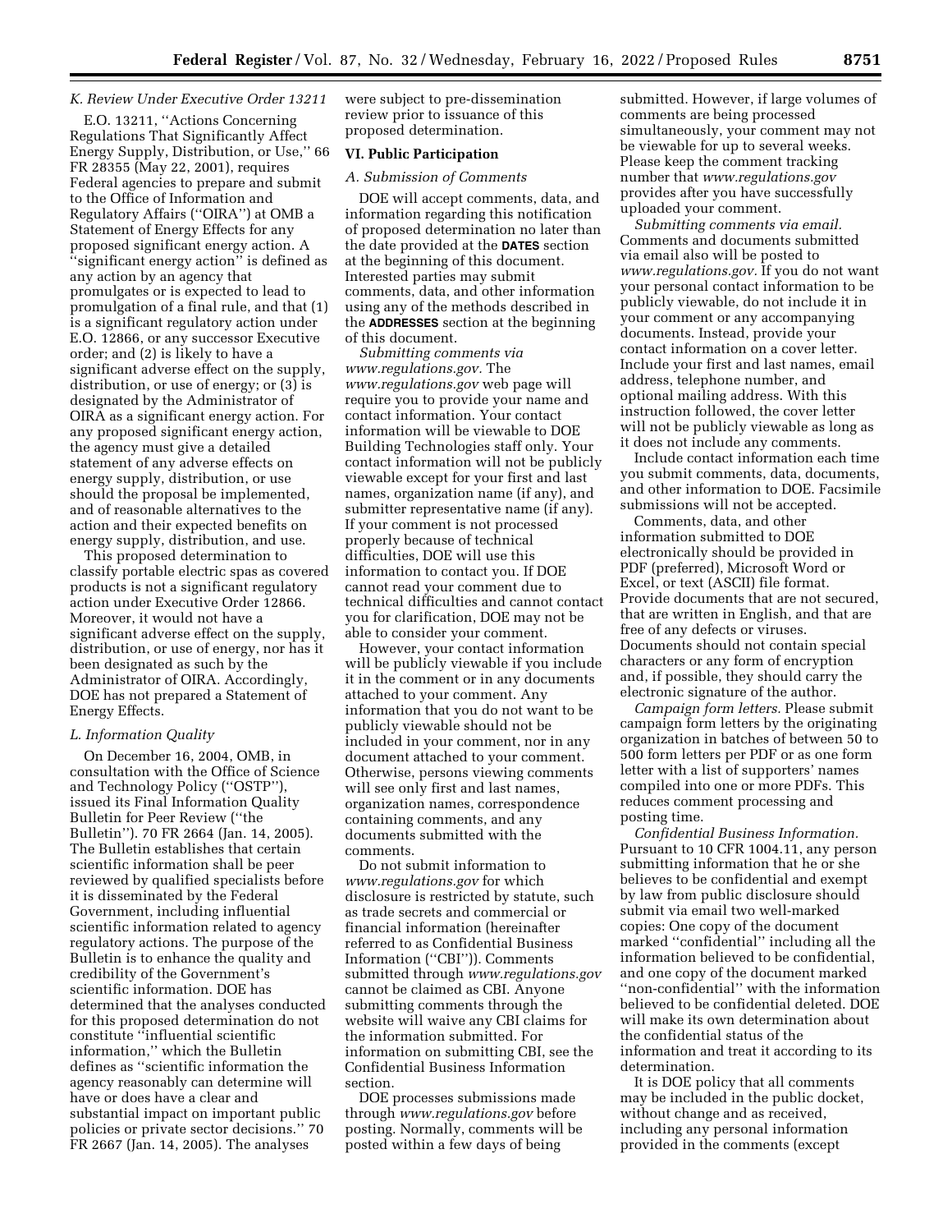### K. Review Under Executive Order 13211

E.O. 13211, ''Actions Concerning Regulations That Significantly Affect Energy Supply, Distribution, or Use,'' 66 FR 28355 (May 22, 2001), requires Federal agencies to prepare and submit to the Office of Information and Regulatory Affairs (''OIRA'') at OMB a Statement of Energy Effects for any proposed significant energy action. A ''significant energy action'' is defined as any action by an agency that promulgates or is expected to lead to promulgation of a final rule, and that (1) is a significant regulatory action under E.O. 12866, or any successor Executive order; and (2) is likely to have a significant adverse effect on the supply, distribution, or use of energy; or (3) is designated by the Administrator of OIRA as a significant energy action. For any proposed significant energy action, the agency must give a detailed statement of any adverse effects on energy supply, distribution, or use should the proposal be implemented, and of reasonable alternatives to the action and their expected benefits on energy supply, distribution, and use.

This proposed determination to classify portable electric spas as covered products is not a significant regulatory action under Executive Order 12866. Moreover, it would not have a significant adverse effect on the supply, distribution, or use of energy, nor has it been designated as such by the Administrator of OIRA. Accordingly, DOE has not prepared a Statement of Energy Effects.

### L. Information Quality

On December 16, 2004, OMB, in consultation with the Office of Science and Technology Policy (''OSTP''), issued its Final Information Quality Bulletin for Peer Review (''the Bulletin''). 70 FR 2664 (Jan. 14, 2005). The Bulletin establishes that certain scientific information shall be peer reviewed by qualified specialists before it is disseminated by the Federal Government, including influential scientific information related to agency regulatory actions. The purpose of the Bulletin is to enhance the quality and credibility of the Government's scientific information. DOE has determined that the analyses conducted for this proposed determination do not constitute ''influential scientific information,'' which the Bulletin defines as ''scientific information the agency reasonably can determine will have or does have a clear and substantial impact on important public policies or private sector decisions.'' 70 FR 2667 (Jan. 14, 2005). The analyses were subject to pre-dissemination review prior to issuance of this proposed determination.

## VI. Public Participation

### A. Submission of Comments

DOE will accept comments, data, and information regarding this notification of proposed determination no later than the date provided at the **DATES** section at the beginning of this document. Interested parties may submit comments, data, and other information using any of the methods described in the **ADDRESSES** section at the beginning of this document.

*Submitting comments via www.regulations.gov.* The *www.regulations.gov* web page will require you to provide your name and contact information. Your contact information will be viewable to DOE Building Technologies staff only. Your contact information will not be publicly viewable except for your first and last names, organization name (if any), and submitter representative name (if any). If your comment is not processed properly because of technical difficulties, DOE will use this information to contact you. If DOE cannot read your comment due to technical difficulties and cannot contact you for clarification, DOE may not be able to consider your comment.

However, your contact information will be publicly viewable if you include it in the comment or in any documents attached to your comment. Any information that you do not want to be publicly viewable should not be included in your comment, nor in any document attached to your comment. Otherwise, persons viewing comments will see only first and last names, organization names, correspondence containing comments, and any documents submitted with the comments.

Do not submit information to *www.regulations.gov* for which disclosure is restricted by statute, such as trade secrets and commercial or financial information (hereinafter referred to as Confidential Business Information (''CBI'')). Comments submitted through *www.regulations.gov* cannot be claimed as CBI. Anyone submitting comments through the website will waive any CBI claims for the information submitted. For information on submitting CBI, see the Confidential Business Information section.

DOE processes submissions made through *www.regulations.gov* before posting. Normally, comments will be posted within a few days of being submitted. However, if large volumes of comments are being processed simultaneously, your comment may not be viewable for up to several weeks. Please keep the comment tracking number that *www.regulations.gov* provides after you have successfully uploaded your comment.

*Submitting comments via email.* Comments and documents submitted via email also will be posted to *www.regulations.gov.* If you do not want your personal contact information to be publicly viewable, do not include it in your comment or any accompanying documents. Instead, provide your contact information on a cover letter. Include your first and last names, email address, telephone number, and optional mailing address. With this instruction followed, the cover letter will not be publicly viewable as long as it does not include any comments.

Include contact information each time you submit comments, data, documents, and other information to DOE. Facsimile submissions will not be accepted.

Comments, data, and other information submitted to DOE electronically should be provided in PDF (preferred), Microsoft Word or Excel, or text (ASCII) file format. Provide documents that are not secured, that are written in English, and that are free of any defects or viruses. Documents should not contain special characters or any form of encryption and, if possible, they should carry the electronic signature of the author.

*Campaign form letters.* Please submit campaign form letters by the originating organization in batches of between 50 to 500 form letters per PDF or as one form letter with a list of supporters' names compiled into one or more PDFs. This reduces comment processing and posting time.

*Confidential Business Information.* Pursuant to 10 CFR 1004.11, any person submitting information that he or she believes to be confidential and exempt by law from public disclosure should submit via email two well-marked copies: One copy of the document marked ''confidential'' including all the information believed to be confidential, and one copy of the document marked ''non-confidential'' with the information believed to be confidential deleted. DOE will make its own determination about the confidential status of the information and treat it according to its determination.

It is DOE policy that all comments may be included in the public docket, without change and as received, including any personal information provided in the comments (except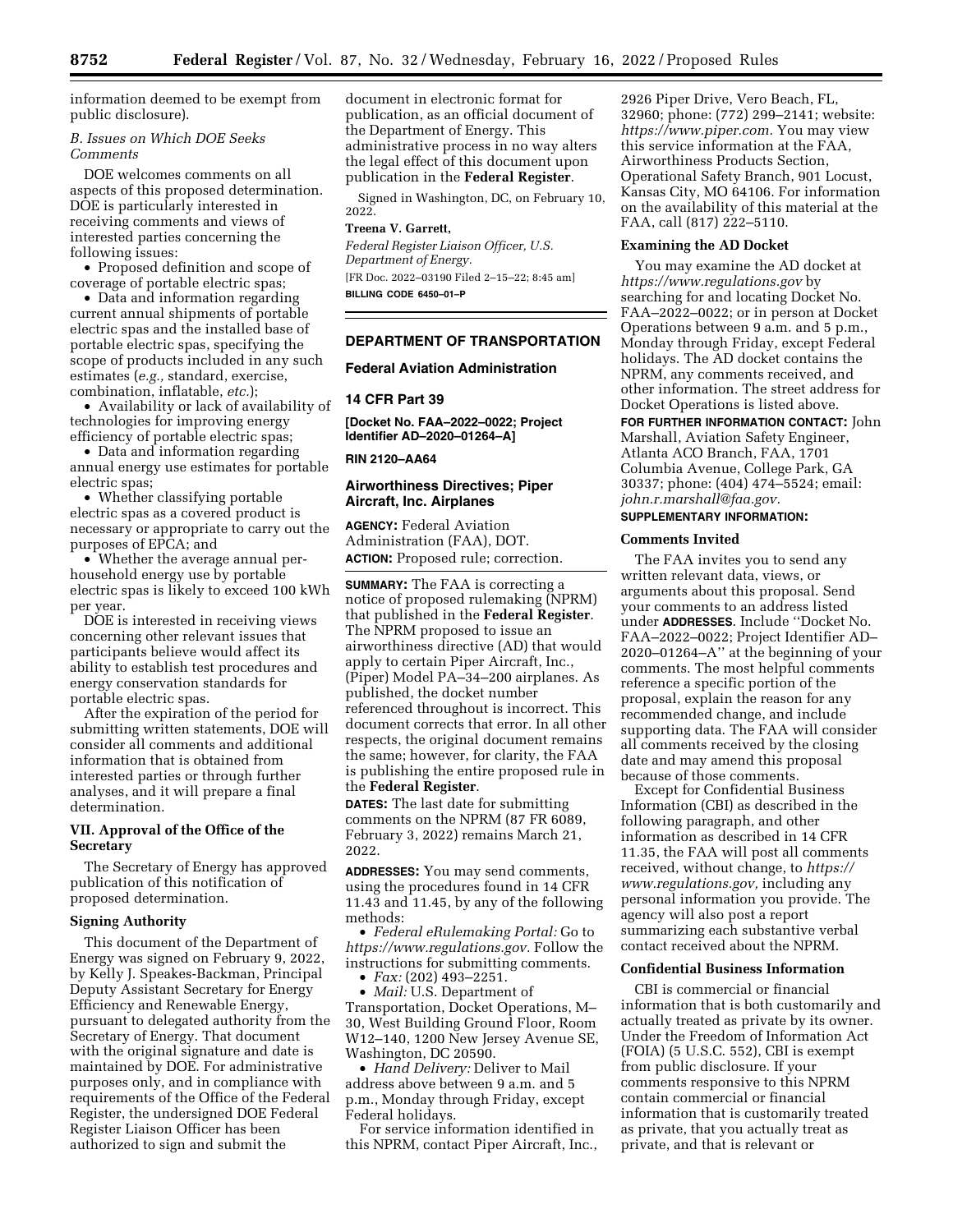information deemed to be exempt from public disclosure).

### B. Issues on Which DOE Seeks Comments

DOE welcomes comments on all aspects of this proposed determination. DOE is particularly interested in receiving comments and views of interested parties concerning the following issues:

- Proposed definition and scope of coverage of portable electric spas;
- Data and information regarding current annual shipments of portable electric spas and the installed base of portable electric spas, specifying the scope of products included in any such estimates (*e.g.,* standard, exercise, combination, inflatable, *etc.*);
- Availability or lack of availability of technologies for improving energy efficiency of portable electric spas;
- Data and information regarding annual energy use estimates for portable electric spas;
- Whether classifying portable electric spas as a covered product is necessary or appropriate to carry out the purposes of EPCA; and
- Whether the average annual per-household energy use by portable electric spas is likely to exceed 100 kWh per year.

DOE is interested in receiving views concerning other relevant issues that participants believe would affect its ability to establish test procedures and energy conservation standards for portable electric spas.

After the expiration of the period for submitting written statements, DOE will consider all comments and additional information that is obtained from interested parties or through further analyses, and it will prepare a final determination.

## VII. Approval of the Office of the Secretary

The Secretary of Energy has approved publication of this notification of proposed determination.

### Signing Authority

This document of the Department of Energy was signed on February 9, 2022, by Kelly J. Speakes-Backman, Principal Deputy Assistant Secretary for Energy Efficiency and Renewable Energy, pursuant to delegated authority from the Secretary of Energy. That document with the original signature and date is maintained by DOE. For administrative purposes only, and in compliance with requirements of the Office of the Federal Register, the undersigned DOE Federal Register Liaison Officer has been authorized to sign and submit the document in electronic format for publication, as an official document of the Department of Energy. This administrative process in no way alters the legal effect of this document upon publication in the **Federal Register**.

Signed in Washington, DC, on February 10, 2022.

**Treena V. Garrett,**

*Federal Register Liaison Officer, U.S. Department of Energy.*

[FR Doc. 2022–03190 Filed 2–15–22; 8:45 am]

**BILLING CODE 6450–01–P**

---

# DEPARTMENT OF TRANSPORTATION

## Federal Aviation Administration

## 14 CFR Part 39

**[Docket No. FAA–2022–0022; Project Identifier AD–2020–01264–A]**

**RIN 2120–AA64**

## Airworthiness Directives; Piper Aircraft, Inc. Airplanes

**AGENCY:** Federal Aviation Administration (FAA), DOT.

**ACTION:** Proposed rule; correction.

**SUMMARY:** The FAA is correcting a notice of proposed rulemaking (NPRM) that published in the **Federal Register**. The NPRM proposed to issue an airworthiness directive (AD) that would apply to certain Piper Aircraft, Inc., (Piper) Model PA–34–200 airplanes. As published, the docket number referenced throughout is incorrect. This document corrects that error. In all other respects, the original document remains the same; however, for clarity, the FAA is publishing the entire proposed rule in the **Federal Register**.

**DATES:** The last date for submitting comments on the NPRM (87 FR 6089, February 3, 2022) remains March 21, 2022.

**ADDRESSES:** You may send comments, using the procedures found in 14 CFR 11.43 and 11.45, by any of the following methods:

- *Federal eRulemaking Portal:* Go to *https://www.regulations.gov.* Follow the instructions for submitting comments.
- *Fax:* (202) 493–2251.
- *Mail:* U.S. Department of Transportation, Docket Operations, M–30, West Building Ground Floor, Room W12–140, 1200 New Jersey Avenue SE, Washington, DC 20590.
- *Hand Delivery:* Deliver to Mail address above between 9 a.m. and 5 p.m., Monday through Friday, except Federal holidays.

For service information identified in this NPRM, contact Piper Aircraft, Inc., 2926 Piper Drive, Vero Beach, FL, 32960; phone: (772) 299–2141; website: *https://www.piper.com.* You may view this service information at the FAA, Airworthiness Products Section, Operational Safety Branch, 901 Locust, Kansas City, MO 64106. For information on the availability of this material at the FAA, call (817) 222–5110.

### Examining the AD Docket

You may examine the AD docket at *https://www.regulations.gov* by searching for and locating Docket No. FAA–2022–0022; or in person at Docket Operations between 9 a.m. and 5 p.m., Monday through Friday, except Federal holidays. The AD docket contains the NPRM, any comments received, and other information. The street address for Docket Operations is listed above.

**FOR FURTHER INFORMATION CONTACT:** John Marshall, Aviation Safety Engineer, Atlanta ACO Branch, FAA, 1701 Columbia Avenue, College Park, GA 30337; phone: (404) 474–5524; email: *john.r.marshall@faa.gov.*

**SUPPLEMENTARY INFORMATION:**

### Comments Invited

The FAA invites you to send any written relevant data, views, or arguments about this proposal. Send your comments to an address listed under **ADDRESSES**. Include "Docket No. FAA–2022–0022; Project Identifier AD–2020–01264–A" at the beginning of your comments. The most helpful comments reference a specific portion of the proposal, explain the reason for any recommended change, and include supporting data. The FAA will consider all comments received by the closing date and may amend this proposal because of those comments.

Except for Confidential Business Information (CBI) as described in the following paragraph, and other information as described in 14 CFR 11.35, the FAA will post all comments received, without change, to *https://www.regulations.gov,* including any personal information you provide. The agency will also post a report summarizing each substantive verbal contact received about the NPRM.

### Confidential Business Information

CBI is commercial or financial information that is both customarily and actually treated as private by its owner. Under the Freedom of Information Act (FOIA) (5 U.S.C. 552), CBI is exempt from public disclosure. If your comments responsive to this NPRM contain commercial or financial information that is customarily treated as private, that you actually treat as private, and that is relevant or